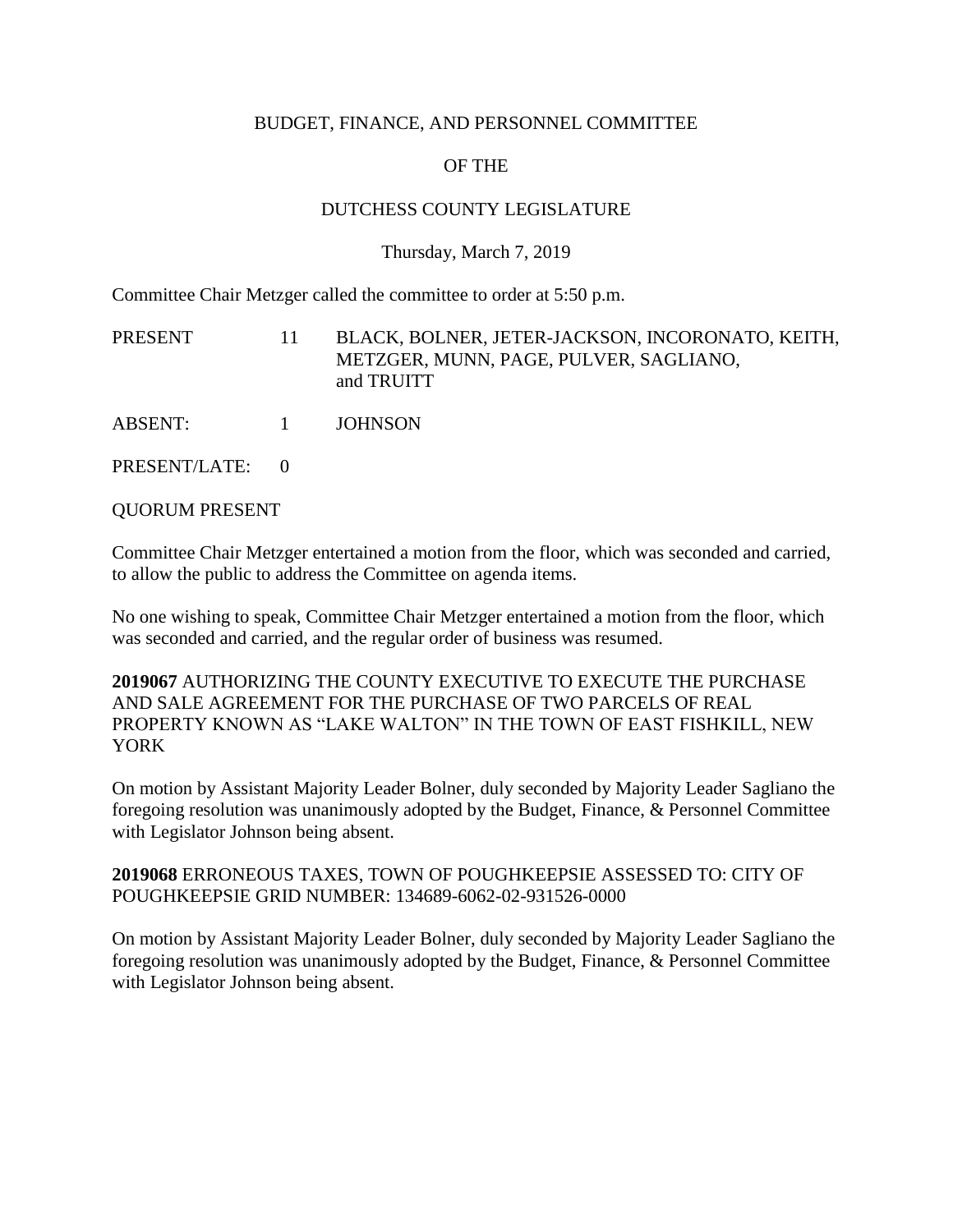BUDGET, FINANCE, AND PERSONNEL COMMITTEE

OF THE

DUTCHESS COUNTY LEGISLATURE

Thursday, March 7, 2019

Committee Chair Metzger called the committee to order at 5:50 p.m.

| | | |
|---|---|---|
| PRESENT | 11 | BLACK, BOLNER, JETER-JACKSON, INCORONATO, KEITH, METZGER, MUNN, PAGE, PULVER, SAGLIANO, and TRUITT |
| ABSENT: | 1 | JOHNSON |
| PRESENT/LATE: | 0 | |

QUORUM PRESENT

Committee Chair Metzger entertained a motion from the floor, which was seconded and carried, to allow the public to address the Committee on agenda items.

No one wishing to speak, Committee Chair Metzger entertained a motion from the floor, which was seconded and carried, and the regular order of business was resumed.

**2019067** AUTHORIZING THE COUNTY EXECUTIVE TO EXECUTE THE PURCHASE AND SALE AGREEMENT FOR THE PURCHASE OF TWO PARCELS OF REAL PROPERTY KNOWN AS "LAKE WALTON" IN THE TOWN OF EAST FISHKILL, NEW YORK

On motion by Assistant Majority Leader Bolner, duly seconded by Majority Leader Sagliano the foregoing resolution was unanimously adopted by the Budget, Finance, & Personnel Committee with Legislator Johnson being absent.

**2019068** ERRONEOUS TAXES, TOWN OF POUGHKEEPSIE ASSESSED TO: CITY OF POUGHKEEPSIE GRID NUMBER: 134689-6062-02-931526-0000

On motion by Assistant Majority Leader Bolner, duly seconded by Majority Leader Sagliano the foregoing resolution was unanimously adopted by the Budget, Finance, & Personnel Committee with Legislator Johnson being absent.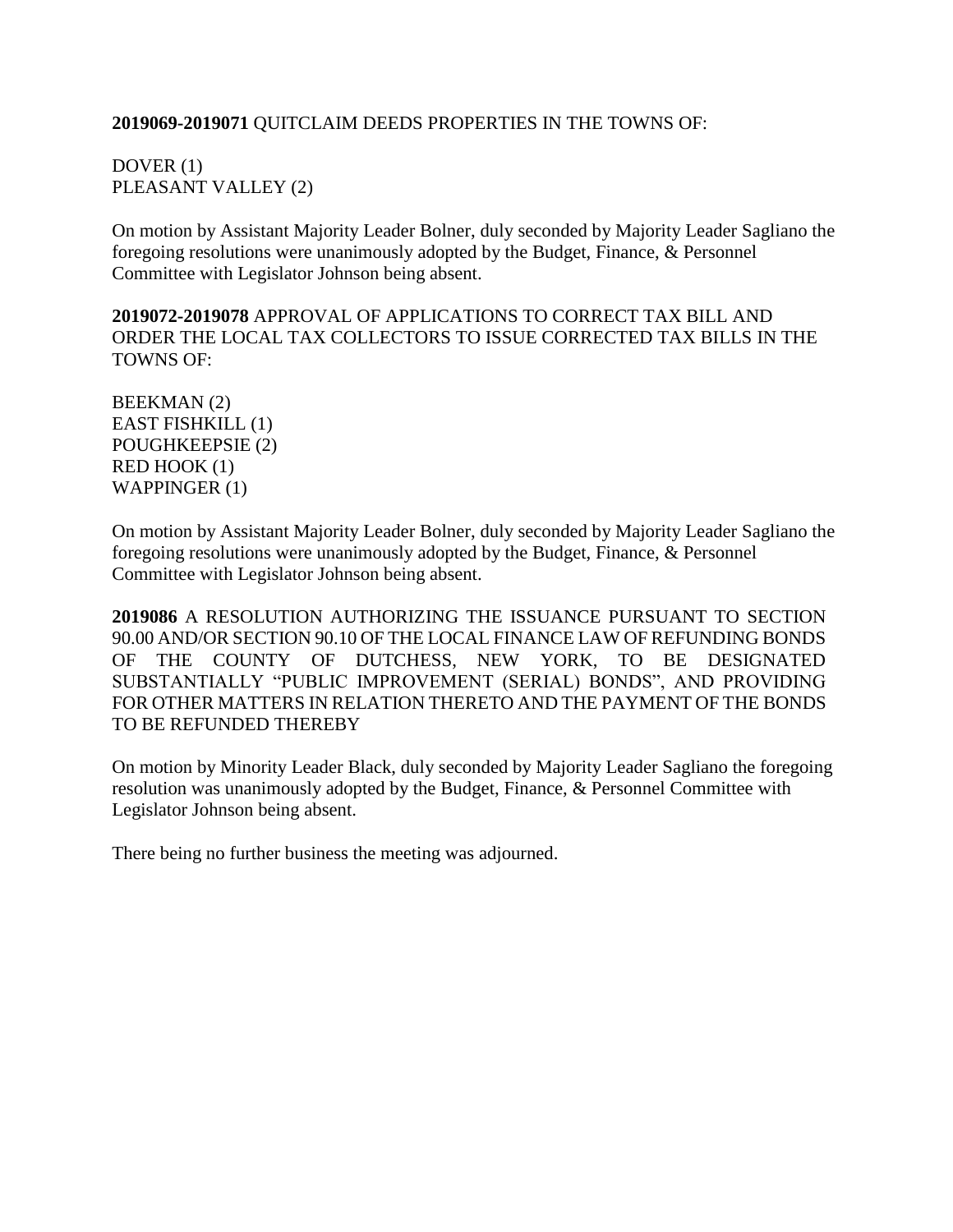**2019069-2019071** QUITCLAIM DEEDS PROPERTIES IN THE TOWNS OF:

DOVER (1)
PLEASANT VALLEY (2)

On motion by Assistant Majority Leader Bolner, duly seconded by Majority Leader Sagliano the foregoing resolutions were unanimously adopted by the Budget, Finance, & Personnel Committee with Legislator Johnson being absent.

**2019072-2019078** APPROVAL OF APPLICATIONS TO CORRECT TAX BILL AND ORDER THE LOCAL TAX COLLECTORS TO ISSUE CORRECTED TAX BILLS IN THE TOWNS OF:

BEEKMAN (2)
EAST FISHKILL (1)
POUGHKEEPSIE (2)
RED HOOK (1)
WAPPINGER (1)

On motion by Assistant Majority Leader Bolner, duly seconded by Majority Leader Sagliano the foregoing resolutions were unanimously adopted by the Budget, Finance, & Personnel Committee with Legislator Johnson being absent.

**2019086** A RESOLUTION AUTHORIZING THE ISSUANCE PURSUANT TO SECTION 90.00 AND/OR SECTION 90.10 OF THE LOCAL FINANCE LAW OF REFUNDING BONDS OF THE COUNTY OF DUTCHESS, NEW YORK, TO BE DESIGNATED SUBSTANTIALLY "PUBLIC IMPROVEMENT (SERIAL) BONDS", AND PROVIDING FOR OTHER MATTERS IN RELATION THERETO AND THE PAYMENT OF THE BONDS TO BE REFUNDED THEREBY

On motion by Minority Leader Black, duly seconded by Majority Leader Sagliano the foregoing resolution was unanimously adopted by the Budget, Finance, & Personnel Committee with Legislator Johnson being absent.

There being no further business the meeting was adjourned.